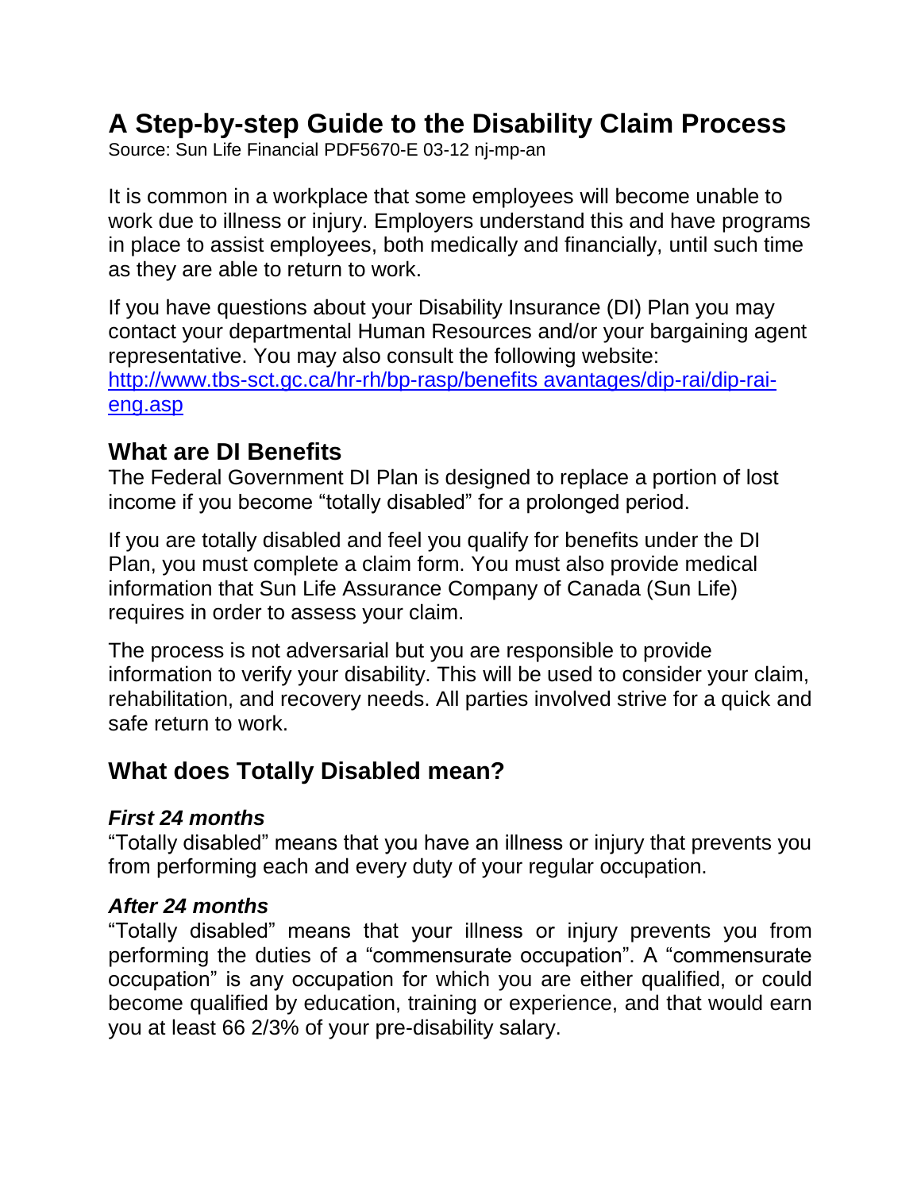# A Step-by-step Guide to the Disability Claim Process

Source: Sun Life Financial PDF5670-E 03-12 nj-mp-an

It is common in a workplace that some employees will become unable to work due to illness or injury. Employers understand this and have programs in place to assist employees, both medically and financially, until such time as they are able to return to work.

If you have questions about your Disability Insurance (DI) Plan you may contact your departmental Human Resources and/or your bargaining agent representative. You may also consult the following website: [http://www.tbs-sct.gc.ca/hr-rh/bp-rasp/benefits avantages/dip-rai/dip-rai-eng.asp](http://www.tbs-sct.gc.ca/hr-rh/bp-rasp/benefits avantages/dip-rai/dip-rai-eng.asp)

## What are DI Benefits

The Federal Government DI Plan is designed to replace a portion of lost income if you become "totally disabled" for a prolonged period.

If you are totally disabled and feel you qualify for benefits under the DI Plan, you must complete a claim form. You must also provide medical information that Sun Life Assurance Company of Canada (Sun Life) requires in order to assess your claim.

The process is not adversarial but you are responsible to provide information to verify your disability. This will be used to consider your claim, rehabilitation, and recovery needs. All parties involved strive for a quick and safe return to work.

## What does Totally Disabled mean?

### *First 24 months*

"Totally disabled" means that you have an illness or injury that prevents you from performing each and every duty of your regular occupation.

### *After 24 months*

"Totally disabled" means that your illness or injury prevents you from performing the duties of a "commensurate occupation". A "commensurate occupation" is any occupation for which you are either qualified, or could become qualified by education, training or experience, and that would earn you at least 66 2/3% of your pre-disability salary.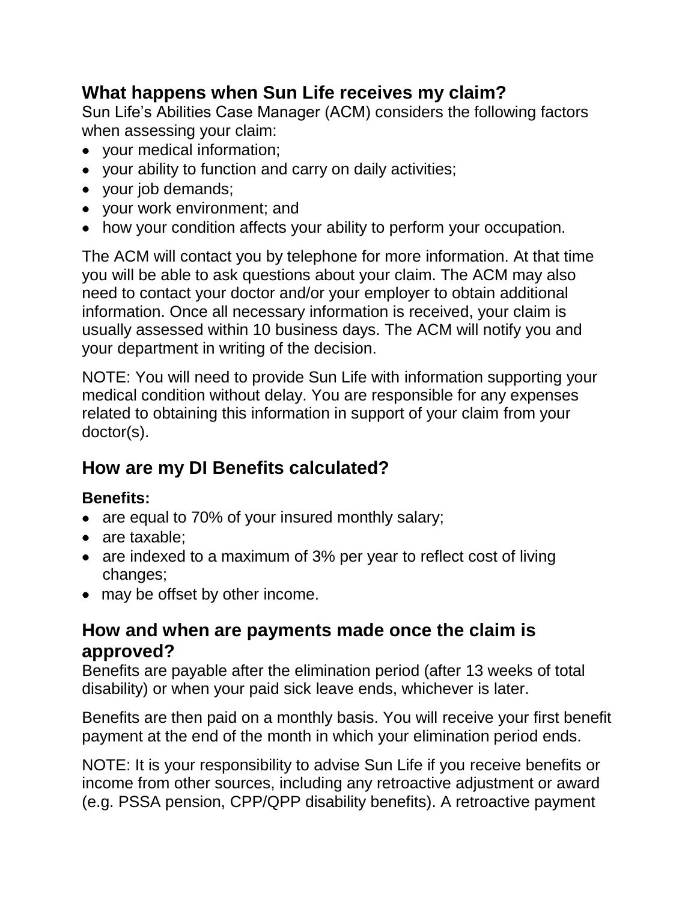## What happens when Sun Life receives my claim?

Sun Life's Abilities Case Manager (ACM) considers the following factors when assessing your claim:

- your medical information;
- your ability to function and carry on daily activities;
- your job demands;
- your work environment; and
- how your condition affects your ability to perform your occupation.

The ACM will contact you by telephone for more information. At that time you will be able to ask questions about your claim. The ACM may also need to contact your doctor and/or your employer to obtain additional information. Once all necessary information is received, your claim is usually assessed within 10 business days. The ACM will notify you and your department in writing of the decision.

NOTE: You will need to provide Sun Life with information supporting your medical condition without delay. You are responsible for any expenses related to obtaining this information in support of your claim from your doctor(s).

## How are my DI Benefits calculated?

**Benefits:**

- are equal to 70% of your insured monthly salary;
- are taxable;
- are indexed to a maximum of 3% per year to reflect cost of living changes;
- may be offset by other income.

## How and when are payments made once the claim is approved?

Benefits are payable after the elimination period (after 13 weeks of total disability) or when your paid sick leave ends, whichever is later.

Benefits are then paid on a monthly basis. You will receive your first benefit payment at the end of the month in which your elimination period ends.

NOTE: It is your responsibility to advise Sun Life if you receive benefits or income from other sources, including any retroactive adjustment or award (e.g. PSSA pension, CPP/QPP disability benefits). A retroactive payment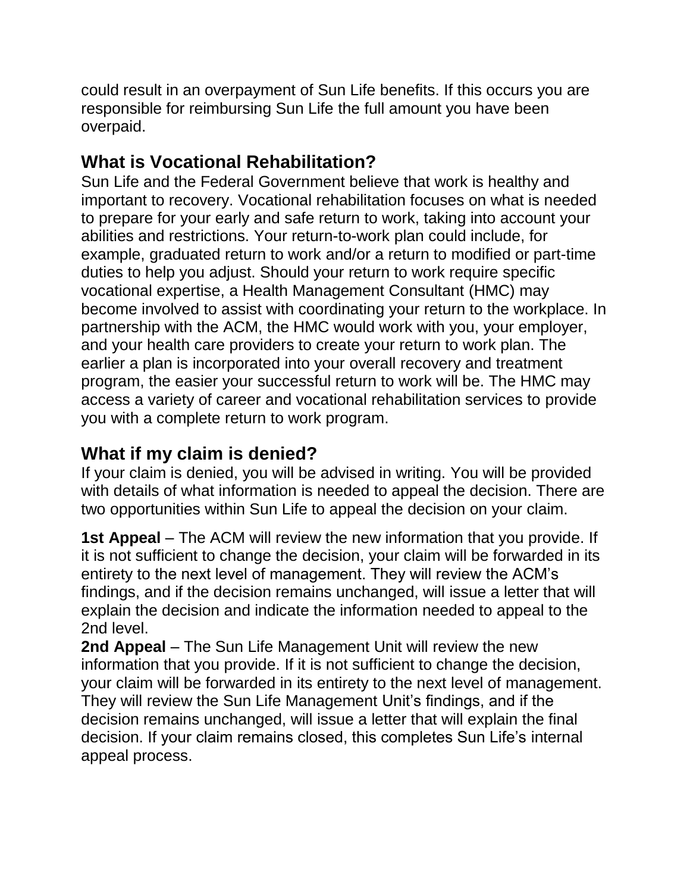could result in an overpayment of Sun Life benefits. If this occurs you are responsible for reimbursing Sun Life the full amount you have been overpaid.

## What is Vocational Rehabilitation?

Sun Life and the Federal Government believe that work is healthy and important to recovery. Vocational rehabilitation focuses on what is needed to prepare for your early and safe return to work, taking into account your abilities and restrictions. Your return-to-work plan could include, for example, graduated return to work and/or a return to modified or part-time duties to help you adjust. Should your return to work require specific vocational expertise, a Health Management Consultant (HMC) may become involved to assist with coordinating your return to the workplace. In partnership with the ACM, the HMC would work with you, your employer, and your health care providers to create your return to work plan. The earlier a plan is incorporated into your overall recovery and treatment program, the easier your successful return to work will be. The HMC may access a variety of career and vocational rehabilitation services to provide you with a complete return to work program.

## What if my claim is denied?

If your claim is denied, you will be advised in writing. You will be provided with details of what information is needed to appeal the decision. There are two opportunities within Sun Life to appeal the decision on your claim.

**1st Appeal** – The ACM will review the new information that you provide. If it is not sufficient to change the decision, your claim will be forwarded in its entirety to the next level of management. They will review the ACM's findings, and if the decision remains unchanged, will issue a letter that will explain the decision and indicate the information needed to appeal to the 2nd level.

**2nd Appeal** – The Sun Life Management Unit will review the new information that you provide. If it is not sufficient to change the decision, your claim will be forwarded in its entirety to the next level of management. They will review the Sun Life Management Unit's findings, and if the decision remains unchanged, will issue a letter that will explain the final decision. If your claim remains closed, this completes Sun Life's internal appeal process.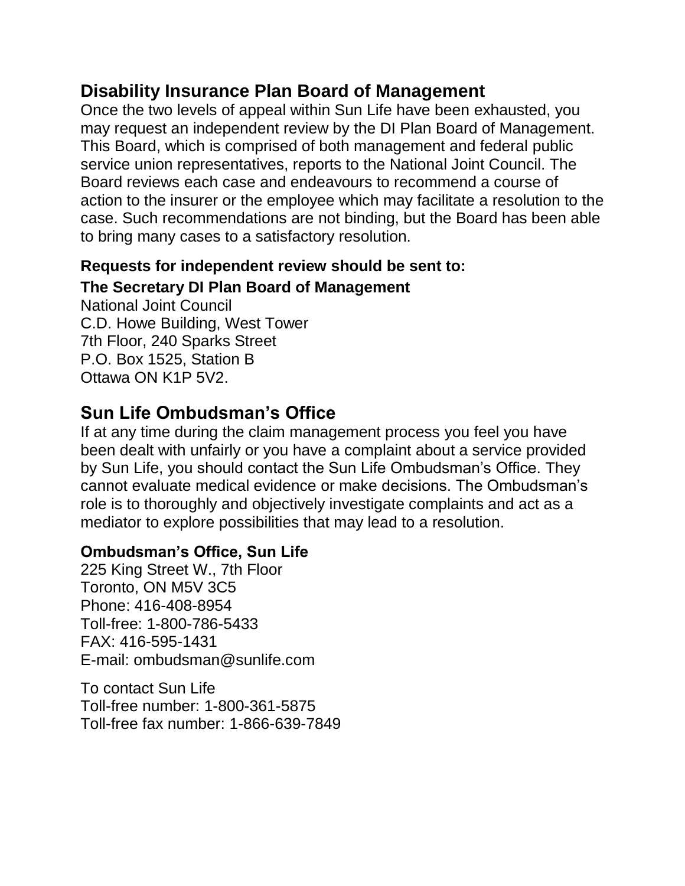## Disability Insurance Plan Board of Management

Once the two levels of appeal within Sun Life have been exhausted, you may request an independent review by the DI Plan Board of Management. This Board, which is comprised of both management and federal public service union representatives, reports to the National Joint Council. The Board reviews each case and endeavours to recommend a course of action to the insurer or the employee which may facilitate a resolution to the case. Such recommendations are not binding, but the Board has been able to bring many cases to a satisfactory resolution.

**Requests for independent review should be sent to:**

**The Secretary DI Plan Board of Management**
National Joint Council
C.D. Howe Building, West Tower
7th Floor, 240 Sparks Street
P.O. Box 1525, Station B
Ottawa ON K1P 5V2.

## Sun Life Ombudsman's Office

If at any time during the claim management process you feel you have been dealt with unfairly or you have a complaint about a service provided by Sun Life, you should contact the Sun Life Ombudsman's Office. They cannot evaluate medical evidence or make decisions. The Ombudsman's role is to thoroughly and objectively investigate complaints and act as a mediator to explore possibilities that may lead to a resolution.

**Ombudsman's Office, Sun Life**
225 King Street W., 7th Floor
Toronto, ON M5V 3C5
Phone: 416-408-8954
Toll-free: 1-800-786-5433
FAX: 416-595-1431
E-mail: ombudsman@sunlife.com

To contact Sun Life
Toll-free number: 1-800-361-5875
Toll-free fax number: 1-866-639-7849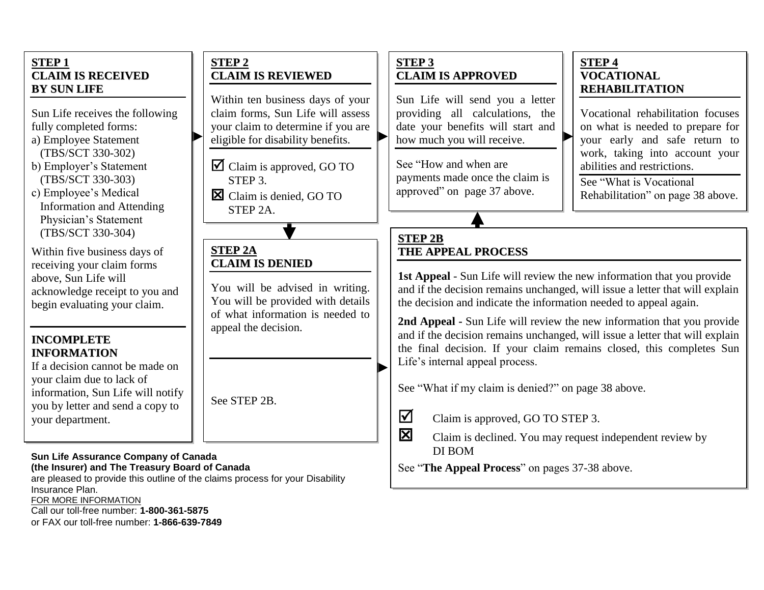### STEP 1 CLAIM IS RECEIVED BY SUN LIFE

Sun Life receives the following fully completed forms:

a) Employee Statement (TBS/SCT 330-302)
b) Employer's Statement (TBS/SCT 330-303)
c) Employee's Medical Information and Attending Physician's Statement (TBS/SCT 330-304)

Within five business days of receiving your claim forms above, Sun Life will acknowledge receipt to you and begin evaluating your claim.

### INCOMPLETE INFORMATION

If a decision cannot be made on your claim due to lack of information, Sun Life will notify you by letter and send a copy to your department.

### STEP 2 CLAIM IS REVIEWED

Within ten business days of your claim forms, Sun Life will assess your claim to determine if you are eligible for disability benefits.

☑ Claim is approved, GO TO STEP 3.

☒ Claim is denied, GO TO STEP 2A.

### STEP 2A CLAIM IS DENIED

You will be advised in writing. You will be provided with details of what information is needed to appeal the decision.

See STEP 2B.

### STEP 3 CLAIM IS APPROVED

Sun Life will send you a letter providing all calculations, the date your benefits will start and how much you will receive.

See "How and when are payments made once the claim is approved" on page 37 above.

### STEP 4 VOCATIONAL REHABILITATION

Vocational rehabilitation focuses on what is needed to prepare for your early and safe return to work, taking into account your abilities and restrictions.

See "What is Vocational Rehabilitation" on page 38 above.

### STEP 2B THE APPEAL PROCESS

**1st Appeal** - Sun Life will review the new information that you provide and if the decision remains unchanged, will issue a letter that will explain the decision and indicate the information needed to appeal again.

**2nd Appeal -** Sun Life will review the new information that you provide and if the decision remains unchanged, will issue a letter that will explain the final decision. If your claim remains closed, this completes Sun Life's internal appeal process.

See "What if my claim is denied?" on page 38 above.

☑ Claim is approved, GO TO STEP 3.

☒ Claim is declined. You may request independent review by DI BOM

See "**The Appeal Process**" on pages 37-38 above.

**Sun Life Assurance Company of Canada (the Insurer) and The Treasury Board of Canada** are pleased to provide this outline of the claims process for your Disability Insurance Plan.

FOR MORE INFORMATION

Call our toll-free number: **1-800-361-5875**

or FAX our toll-free number: **1-866-639-7849**